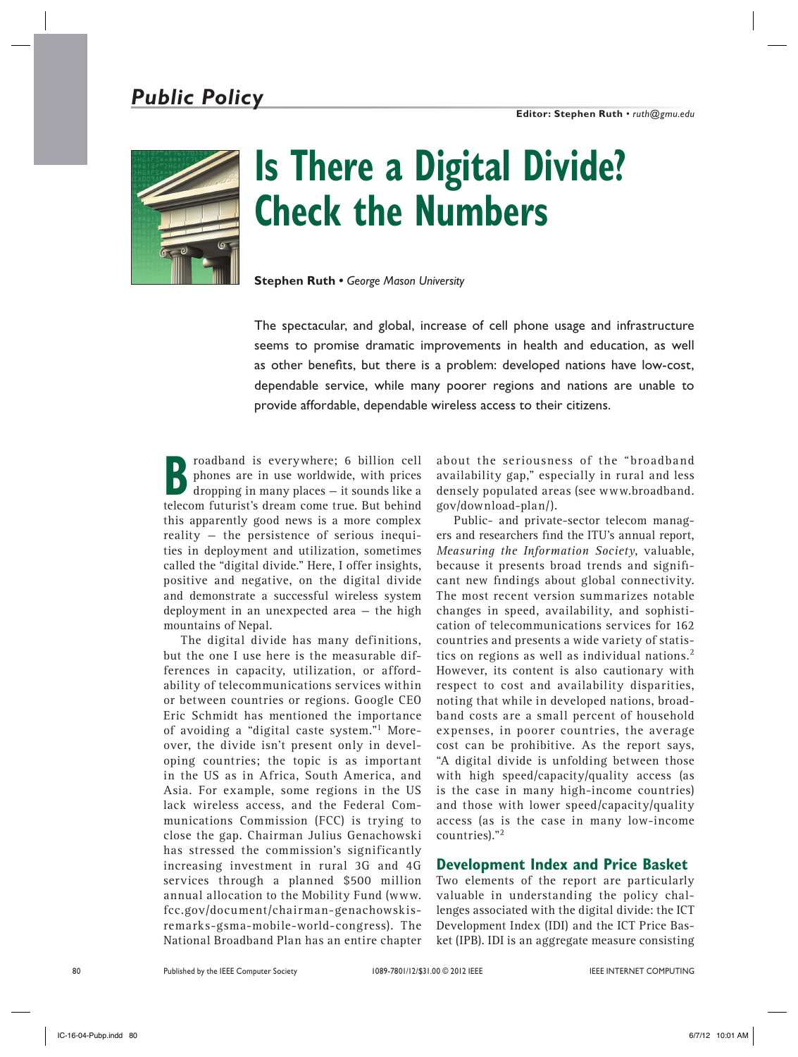## Public Policy

**Editor: Stephen Ruth** • *ruth@gmu.edu*

# Is There a Digital Divide? Check the Numbers

**Stephen Ruth** • *George Mason University*

The spectacular, and global, increase of cell phone usage and infrastructure seems to promise dramatic improvements in health and education, as well as other benefits, but there is a problem: developed nations have low-cost, dependable service, while many poorer regions and nations are unable to provide affordable, dependable wireless access to their citizens.

Broadband is everywhere; 6 billion cell phones are in use worldwide, with prices dropping in many places — it sounds like a telecom futurist's dream come true. But behind this apparently good news is a more complex reality — the persistence of serious inequities in deployment and utilization, sometimes called the "digital divide." Here, I offer insights, positive and negative, on the digital divide and demonstrate a successful wireless system deployment in an unexpected area — the high mountains of Nepal.

The digital divide has many definitions, but the one I use here is the measurable differences in capacity, utilization, or affordability of telecommunications services within or between countries or regions. Google CEO Eric Schmidt has mentioned the importance of avoiding a "digital caste system."[1] Moreover, the divide isn't present only in developing countries; the topic is as important in the US as in Africa, South America, and Asia. For example, some regions in the US lack wireless access, and the Federal Communications Commission (FCC) is trying to close the gap. Chairman Julius Genachowski has stressed the commission's significantly increasing investment in rural 3G and 4G services through a planned $500 million annual allocation to the Mobility Fund (www.fcc.gov/document/chairman-genachowskis-remarks-gsma-mobile-world-congress). The National Broadband Plan has an entire chapter about the seriousness of the "broadband availability gap," especially in rural and less densely populated areas (see www.broadband.gov/download-plan/).

Public- and private-sector telecom managers and researchers find the ITU's annual report, *Measuring the Information Society*, valuable, because it presents broad trends and significant new findings about global connectivity. The most recent version summarizes notable changes in speed, availability, and sophistication of telecommunications services for 162 countries and presents a wide variety of statistics on regions as well as individual nations.[2] However, its content is also cautionary with respect to cost and availability disparities, noting that while in developed nations, broadband costs are a small percent of household expenses, in poorer countries, the average cost can be prohibitive. As the report says, "A digital divide is unfolding between those with high speed/capacity/quality access (as is the case in many high-income countries) and those with lower speed/capacity/quality access (as is the case in many low-income countries)."[2]

### Development Index and Price Basket

Two elements of the report are particularly valuable in understanding the policy challenges associated with the digital divide: the ICT Development Index (IDI) and the ICT Price Basket (IPB). IDI is an aggregate measure consisting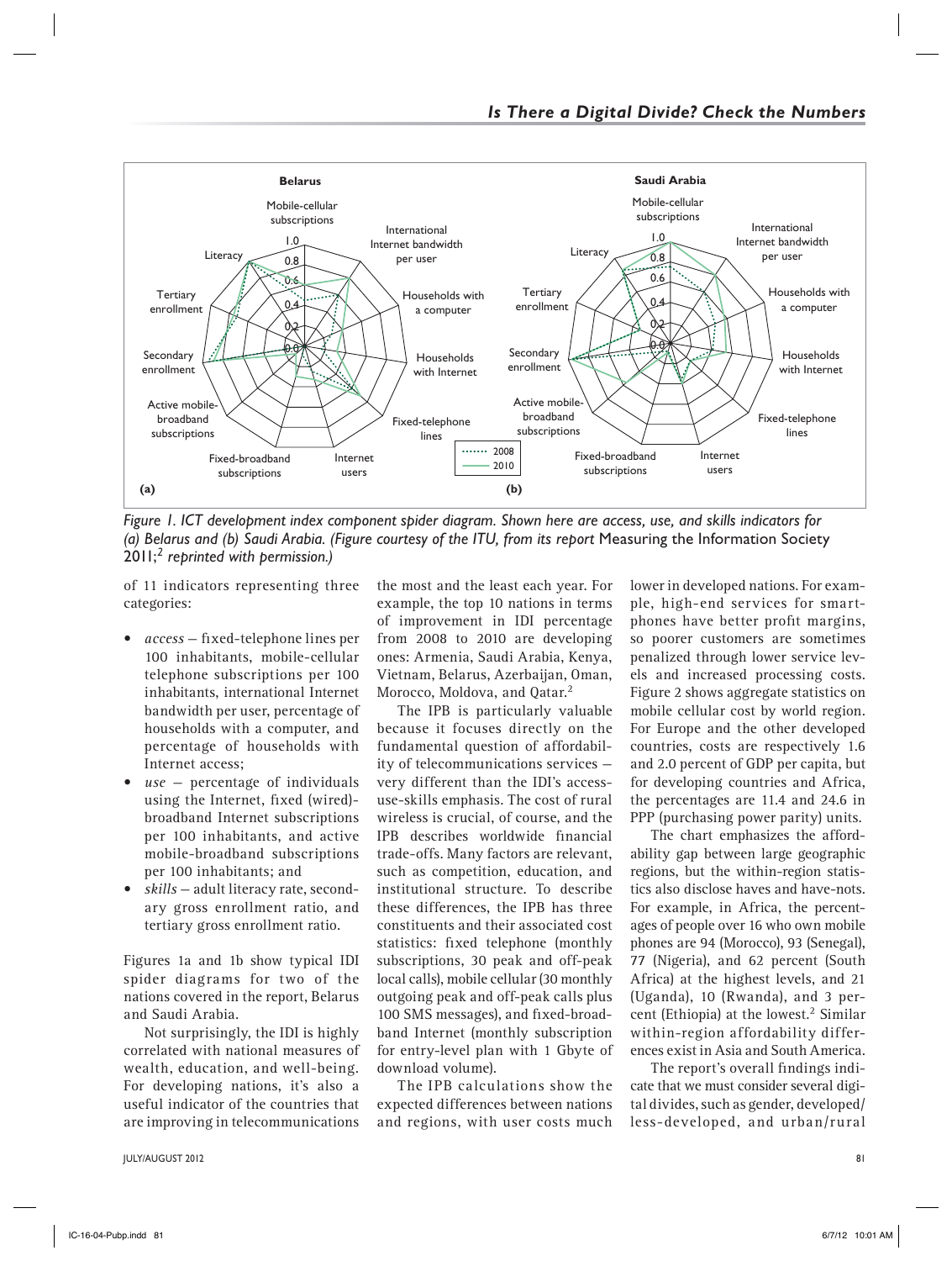Figure 1. ICT development index component spider diagram. Shown here are access, use, and skills indicators for (a) Belarus and (b) Saudi Arabia. (Figure courtesy of the ITU, from its report *Measuring the Information Society 2011*;[2] reprinted with permission.)

of 11 indicators representing three categories:

- *access* — fixed-telephone lines per 100 inhabitants, mobile-cellular telephone subscriptions per 100 inhabitants, international Internet bandwidth per user, percentage of households with a computer, and percentage of households with Internet access;
- *use* — percentage of individuals using the Internet, fixed (wired)-broadband Internet subscriptions per 100 inhabitants, and active mobile-broadband subscriptions per 100 inhabitants; and
- *skills* — adult literacy rate, secondary gross enrollment ratio, and tertiary gross enrollment ratio.

Figures 1a and 1b show typical IDI spider diagrams for two of the nations covered in the report, Belarus and Saudi Arabia.

Not surprisingly, the IDI is highly correlated with national measures of wealth, education, and well-being. For developing nations, it's also a useful indicator of the countries that are improving in telecommunications the most and the least each year. For example, the top 10 nations in terms of improvement in IDI percentage from 2008 to 2010 are developing ones: Armenia, Saudi Arabia, Kenya, Vietnam, Belarus, Azerbaijan, Oman, Morocco, Moldova, and Qatar.[2]

The IPB is particularly valuable because it focuses directly on the fundamental question of affordability of telecommunications services — very different than the IDI's access-use-skills emphasis. The cost of rural wireless is crucial, of course, and the IPB describes worldwide financial trade-offs. Many factors are relevant, such as competition, education, and institutional structure. To describe these differences, the IPB has three constituents and their associated cost statistics: fixed telephone (monthly subscriptions, 30 peak and off-peak local calls), mobile cellular (30 monthly outgoing peak and off-peak calls plus 100 SMS messages), and fixed-broadband Internet (monthly subscription for entry-level plan with 1 Gbyte of download volume).

The IPB calculations show the expected differences between nations and regions, with user costs much lower in developed nations. For example, high-end services for smartphones have better profit margins, so poorer customers are sometimes penalized through lower service levels and increased processing costs. Figure 2 shows aggregate statistics on mobile cellular cost by world region. For Europe and the other developed countries, costs are respectively 1.6 and 2.0 percent of GDP per capita, but for developing countries and Africa, the percentages are 11.4 and 24.6 in PPP (purchasing power parity) units.

The chart emphasizes the affordability gap between large geographic regions, but the within-region statistics also disclose haves and have-nots. For example, in Africa, the percentages of people over 16 who own mobile phones are 94 (Morocco), 93 (Senegal), 77 (Nigeria), and 62 percent (South Africa) at the highest levels, and 21 (Uganda), 10 (Rwanda), and 3 percent (Ethiopia) at the lowest.[2] Similar within-region affordability differences exist in Asia and South America.

The report's overall findings indicate that we must consider several digital divides, such as gender, developed/less-developed, and urban/rural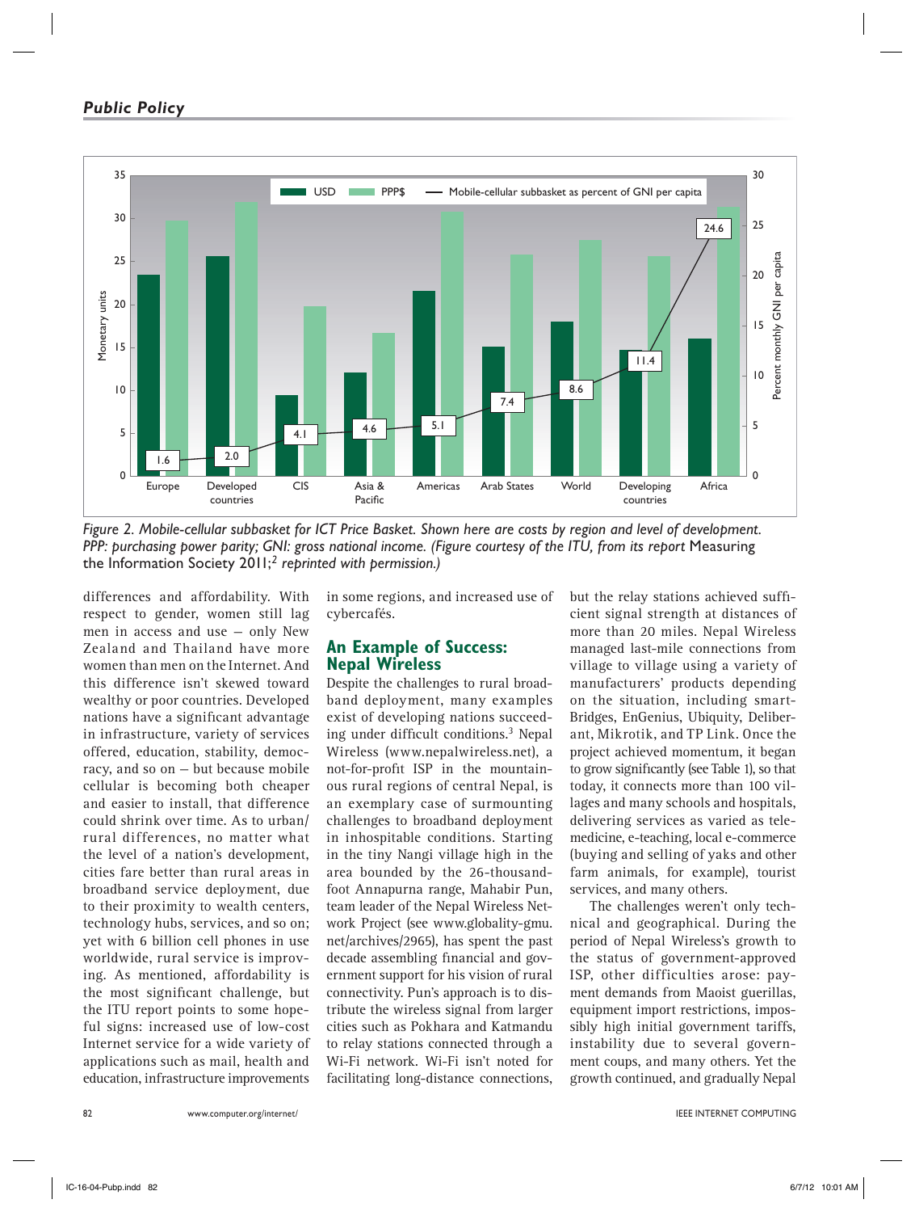*Figure 2. Mobile-cellular subbasket for ICT Price Basket. Shown here are costs by region and level of development. PPP: purchasing power parity; GNI: gross national income. (Figure courtesy of the ITU, from its report* Measuring the Information Society 2011;[2] *reprinted with permission.)*

differences and affordability. With respect to gender, women still lag men in access and use — only New Zealand and Thailand have more women than men on the Internet. And this difference isn't skewed toward wealthy or poor countries. Developed nations have a significant advantage in infrastructure, variety of services offered, education, stability, democracy, and so on — but because mobile cellular is becoming both cheaper and easier to install, that difference could shrink over time. As to urban/rural differences, no matter what the level of a nation's development, cities fare better than rural areas in broadband service deployment, due to their proximity to wealth centers, technology hubs, services, and so on; yet with 6 billion cell phones in use worldwide, rural service is improving. As mentioned, affordability is the most significant challenge, but the ITU report points to some hopeful signs: increased use of low-cost Internet service for a wide variety of applications such as mail, health and education, infrastructure improvements in some regions, and increased use of cybercafés.

## An Example of Success: Nepal Wireless

Despite the challenges to rural broadband deployment, many examples exist of developing nations succeeding under difficult conditions.[3] Nepal Wireless (www.nepalwireless.net), a not-for-profit ISP in the mountainous rural regions of central Nepal, is an exemplary case of surmounting challenges to broadband deployment in inhospitable conditions. Starting in the tiny Nangi village high in the area bounded by the 26-thousand-foot Annapurna range, Mahabir Pun, team leader of the Nepal Wireless Network Project (see www.globality-gmu.net/archives/2965), has spent the past decade assembling financial and government support for his vision of rural connectivity. Pun's approach is to distribute the wireless signal from larger cities such as Pokhara and Katmandu to relay stations connected through a Wi-Fi network. Wi-Fi isn't noted for facilitating long-distance connections, but the relay stations achieved sufficient signal strength at distances of more than 20 miles. Nepal Wireless managed last-mile connections from village to village using a variety of manufacturers' products depending on the situation, including smartBridges, EnGenius, Ubiquity, Deliberant, Mikrotik, and TP Link. Once the project achieved momentum, it began to grow significantly (see Table 1), so that today, it connects more than 100 villages and many schools and hospitals, delivering services as varied as telemedicine, e-teaching, local e-commerce (buying and selling of yaks and other farm animals, for example), tourist services, and many others.

The challenges weren't only technical and geographical. During the period of Nepal Wireless's growth to the status of government-approved ISP, other difficulties arose: payment demands from Maoist guerillas, equipment import restrictions, impossibly high initial government tariffs, instability due to several government coups, and many others. Yet the growth continued, and gradually Nepal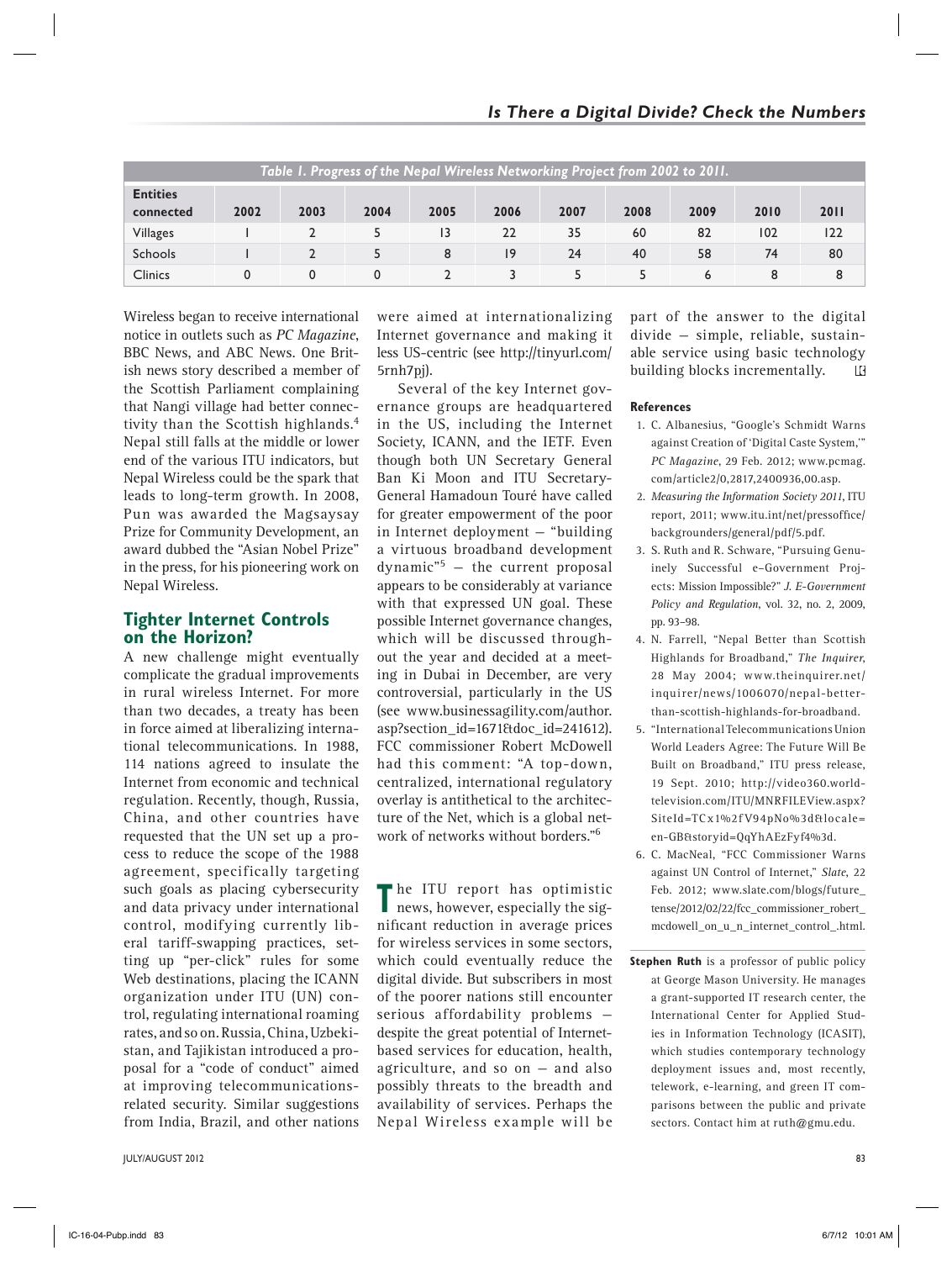Table 1. Progress of the Nepal Wireless Networking Project from 2002 to 2011.

| Entities connected | 2002 | 2003 | 2004 | 2005 | 2006 | 2007 | 2008 | 2009 | 2010 | 2011 |
|---|---|---|---|---|---|---|---|---|---|---|
| Villages | 1 | 2 | 5 | 13 | 22 | 35 | 60 | 82 | 102 | 122 |
| Schools | 1 | 2 | 5 | 8 | 19 | 24 | 40 | 58 | 74 | 80 |
| Clinics | 0 | 0 | 0 | 2 | 3 | 5 | 5 | 6 | 8 | 8 |

Wireless began to receive international notice in outlets such as *PC Magazine*, BBC News, and ABC News. One British news story described a member of the Scottish Parliament complaining that Nangi village had better connectivity than the Scottish highlands.[4] Nepal still falls at the middle or lower end of the various ITU indicators, but Nepal Wireless could be the spark that leads to long-term growth. In 2008, Pun was awarded the Magsaysay Prize for Community Development, an award dubbed the "Asian Nobel Prize" in the press, for his pioneering work on Nepal Wireless.

## Tighter Internet Controls on the Horizon?

A new challenge might eventually complicate the gradual improvements in rural wireless Internet. For more than two decades, a treaty has been in force aimed at liberalizing international telecommunications. In 1988, 114 nations agreed to insulate the Internet from economic and technical regulation. Recently, though, Russia, China, and other countries have requested that the UN set up a process to reduce the scope of the 1988 agreement, specifically targeting such goals as placing cybersecurity and data privacy under international control, modifying currently liberal tariff-swapping practices, setting up "per-click" rules for some Web destinations, placing the ICANN organization under ITU (UN) control, regulating international roaming rates, and so on. Russia, China, Uzbekistan, and Tajikistan introduced a proposal for a "code of conduct" aimed at improving telecommunications-related security. Similar suggestions from India, Brazil, and other nations were aimed at internationalizing Internet governance and making it less US-centric (see http://tinyurl.com/5rnh7pj).

Several of the key Internet governance groups are headquartered in the US, including the Internet Society, ICANN, and the IETF. Even though both UN Secretary General Ban Ki Moon and ITU Secretary-General Hamadoun Touré have called for greater empowerment of the poor in Internet deployment — "building a virtuous broadband development dynamic"[5] — the current proposal appears to be considerably at variance with that expressed UN goal. These possible Internet governance changes, which will be discussed throughout the year and decided at a meeting in Dubai in December, are very controversial, particularly in the US (see www.businessagility.com/author.asp?section_id=1671&doc_id=241612). FCC commissioner Robert McDowell had this comment: "A top-down, centralized, international regulatory overlay is antithetical to the architecture of the Net, which is a global network of networks without borders."[6]

The ITU report has optimistic news, however, especially the significant reduction in average prices for wireless services in some sectors, which could eventually reduce the digital divide. But subscribers in most of the poorer nations still encounter serious affordability problems — despite the great potential of Internet-based services for education, health, agriculture, and so on — and also possibly threats to the breadth and availability of services. Perhaps the Nepal Wireless example will be part of the answer to the digital divide — simple, reliable, sustainable service using basic technology building blocks incrementally.

### References

1. C. Albanesius, "Google's Schmidt Warns against Creation of 'Digital Caste System,'" *PC Magazine*, 29 Feb. 2012; www.pcmag.com/article2/0,2817,2400936,00.asp.
2. *Measuring the Information Society 2011*, ITU report, 2011; www.itu.int/net/pressoffice/backgrounders/general/pdf/5.pdf.
3. S. Ruth and R. Schware, "Pursuing Genuinely Successful e-Government Projects: Mission Impossible?" *J. E-Government Policy and Regulation*, vol. 32, no. 2, 2009, pp. 93–98.
4. N. Farrell, "Nepal Better than Scottish Highlands for Broadband," *The Inquirer*, 28 May 2004; www.theinquirer.net/inquirer/news/1006070/nepal-better-than-scottish-highlands-for-broadband.
5. "International Telecommunications Union World Leaders Agree: The Future Will Be Built on Broadband," ITU press release, 19 Sept. 2010; http://video360.world-television.com/ITU/MNRFILEView.aspx?SiteId=TCx1%2fV94pNo%3d&locale=en-GB&storyid=QqYhAEzFyf4%3d.
6. C. MacNeal, "FCC Commissioner Warns against UN Control of Internet," *Slate*, 22 Feb. 2012; www.slate.com/blogs/future_tense/2012/02/22/fcc_commissioner_robert_mcdowell_on_u_n_internet_control_.html.

**Stephen Ruth** is a professor of public policy at George Mason University. He manages a grant-supported IT research center, the International Center for Applied Studies in Information Technology (ICASIT), which studies contemporary technology deployment issues and, most recently, telework, e-learning, and green IT comparisons between the public and private sectors. Contact him at ruth@gmu.edu.